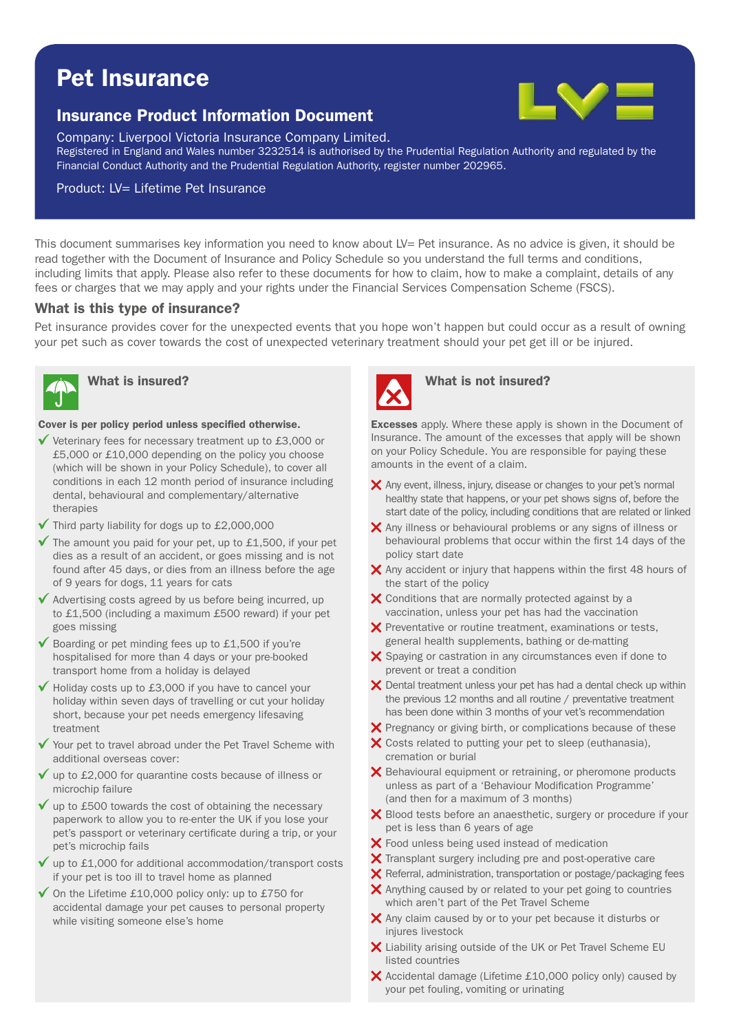# Pet Insurance

## Insurance Product Information Document

Company: Liverpool Victoria Insurance Company Limited.
Registered in England and Wales number 3232514 is authorised by the Prudential Regulation Authority and regulated by the Financial Conduct Authority and the Prudential Regulation Authority, register number 202965.

Product: LV= Lifetime Pet Insurance

This document summarises key information you need to know about LV= Pet insurance. As no advice is given, it should be read together with the Document of Insurance and Policy Schedule so you understand the full terms and conditions, including limits that apply. Please also refer to these documents for how to claim, how to make a complaint, details of any fees or charges that we may apply and your rights under the Financial Services Compensation Scheme (FSCS).

### What is this type of insurance?

Pet insurance provides cover for the unexpected events that you hope won't happen but could occur as a result of owning your pet such as cover towards the cost of unexpected veterinary treatment should your pet get ill or be injured.

### What is insured?

**Cover is per policy period unless specified otherwise.**

- ✓ Veterinary fees for necessary treatment up to £3,000 or £5,000 or £10,000 depending on the policy you choose (which will be shown in your Policy Schedule), to cover all conditions in each 12 month period of insurance including dental, behavioural and complementary/alternative therapies
- ✓ Third party liability for dogs up to £2,000,000
- ✓ The amount you paid for your pet, up to £1,500, if your pet dies as a result of an accident, or goes missing and is not found after 45 days, or dies from an illness before the age of 9 years for dogs, 11 years for cats
- ✓ Advertising costs agreed by us before being incurred, up to £1,500 (including a maximum £500 reward) if your pet goes missing
- ✓ Boarding or pet minding fees up to £1,500 if you're hospitalised for more than 4 days or your pre-booked transport home from a holiday is delayed
- ✓ Holiday costs up to £3,000 if you have to cancel your holiday within seven days of travelling or cut your holiday short, because your pet needs emergency lifesaving treatment
- ✓ Your pet to travel abroad under the Pet Travel Scheme with additional overseas cover:
- ✓ up to £2,000 for quarantine costs because of illness or microchip failure
- ✓ up to £500 towards the cost of obtaining the necessary paperwork to allow you to re-enter the UK if you lose your pet's passport or veterinary certificate during a trip, or your pet's microchip fails
- ✓ up to £1,000 for additional accommodation/transport costs if your pet is too ill to travel home as planned
- ✓ On the Lifetime £10,000 policy only: up to £750 for accidental damage your pet causes to personal property while visiting someone else's home

### What is not insured?

**Excesses** apply. Where these apply is shown in the Document of Insurance. The amount of the excesses that apply will be shown on your Policy Schedule. You are responsible for paying these amounts in the event of a claim.

- ✗ Any event, illness, injury, disease or changes to your pet's normal healthy state that happens, or your pet shows signs of, before the start date of the policy, including conditions that are related or linked
- ✗ Any illness or behavioural problems or any signs of illness or behavioural problems that occur within the first 14 days of the policy start date
- ✗ Any accident or injury that happens within the first 48 hours of the start of the policy
- ✗ Conditions that are normally protected against by a vaccination, unless your pet has had the vaccination
- ✗ Preventative or routine treatment, examinations or tests, general health supplements, bathing or de-matting
- ✗ Spaying or castration in any circumstances even if done to prevent or treat a condition
- ✗ Dental treatment unless your pet has had a dental check up within the previous 12 months and all routine / preventative treatment has been done within 3 months of your vet's recommendation
- ✗ Pregnancy or giving birth, or complications because of these
- ✗ Costs related to putting your pet to sleep (euthanasia), cremation or burial
- ✗ Behavioural equipment or retraining, or pheromone products unless as part of a 'Behaviour Modification Programme' (and then for a maximum of 3 months)
- ✗ Blood tests before an anaesthetic, surgery or procedure if your pet is less than 6 years of age
- ✗ Food unless being used instead of medication
- ✗ Transplant surgery including pre and post-operative care
- ✗ Referral, administration, transportation or postage/packaging fees
- ✗ Anything caused by or related to your pet going to countries which aren't part of the Pet Travel Scheme
- ✗ Any claim caused by or to your pet because it disturbs or injures livestock
- ✗ Liability arising outside of the UK or Pet Travel Scheme EU listed countries
- ✗ Accidental damage (Lifetime £10,000 policy only) caused by your pet fouling, vomiting or urinating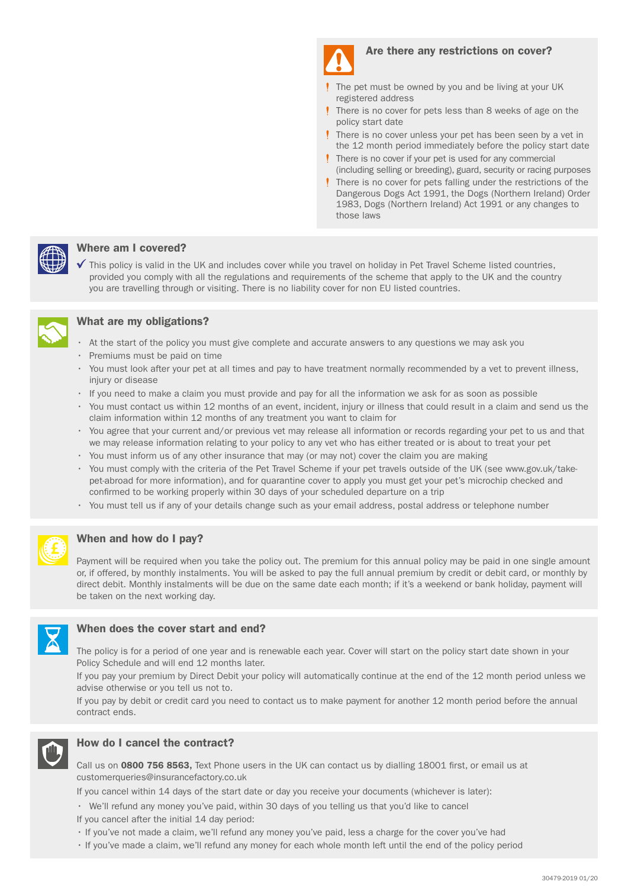## Are there any restrictions on cover?

- The pet must be owned by you and be living at your UK registered address
- There is no cover for pets less than 8 weeks of age on the policy start date
- There is no cover unless your pet has been seen by a vet in the 12 month period immediately before the policy start date
- There is no cover if your pet is used for any commercial (including selling or breeding), guard, security or racing purposes
- There is no cover for pets falling under the restrictions of the Dangerous Dogs Act 1991, the Dogs (Northern Ireland) Order 1983, Dogs (Northern Ireland) Act 1991 or any changes to those laws

## Where am I covered?

✓ This policy is valid in the UK and includes cover while you travel on holiday in Pet Travel Scheme listed countries, provided you comply with all the regulations and requirements of the scheme that apply to the UK and the country you are travelling through or visiting. There is no liability cover for non EU listed countries.

## What are my obligations?

- At the start of the policy you must give complete and accurate answers to any questions we may ask you
- Premiums must be paid on time
- You must look after your pet at all times and pay to have treatment normally recommended by a vet to prevent illness, injury or disease
- If you need to make a claim you must provide and pay for all the information we ask for as soon as possible
- You must contact us within 12 months of an event, incident, injury or illness that could result in a claim and send us the claim information within 12 months of any treatment you want to claim for
- You agree that your current and/or previous vet may release all information or records regarding your pet to us and that we may release information relating to your policy to any vet who has either treated or is about to treat your pet
- You must inform us of any other insurance that may (or may not) cover the claim you are making
- You must comply with the criteria of the Pet Travel Scheme if your pet travels outside of the UK (see www.gov.uk/take-pet-abroad for more information), and for quarantine cover to apply you must get your pet's microchip checked and confirmed to be working properly within 30 days of your scheduled departure on a trip
- You must tell us if any of your details change such as your email address, postal address or telephone number

## When and how do I pay?

Payment will be required when you take the policy out. The premium for this annual policy may be paid in one single amount or, if offered, by monthly instalments. You will be asked to pay the full annual premium by credit or debit card, or monthly by direct debit. Monthly instalments will be due on the same date each month; if it's a weekend or bank holiday, payment will be taken on the next working day.

## When does the cover start and end?

The policy is for a period of one year and is renewable each year. Cover will start on the policy start date shown in your Policy Schedule and will end 12 months later.

If you pay your premium by Direct Debit your policy will automatically continue at the end of the 12 month period unless we advise otherwise or you tell us not to.

If you pay by debit or credit card you need to contact us to make payment for another 12 month period before the annual contract ends.

## How do I cancel the contract?

Call us on **0800 756 8563,** Text Phone users in the UK can contact us by dialling 18001 first, or email us at customerqueries@insurancefactory.co.uk

If you cancel within 14 days of the start date or day you receive your documents (whichever is later):

- We'll refund any money you've paid, within 30 days of you telling us that you'd like to cancel

If you cancel after the initial 14 day period:

- If you've not made a claim, we'll refund any money you've paid, less a charge for the cover you've had
- If you've made a claim, we'll refund any money for each whole month left until the end of the policy period

30479-2019 01/20